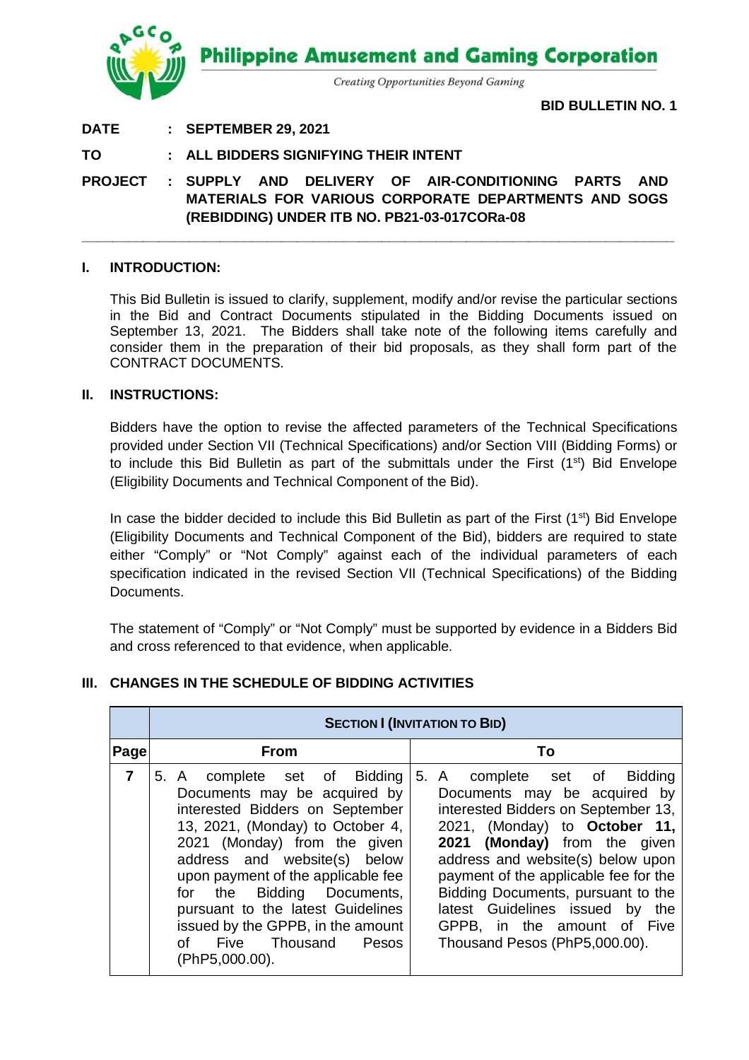**Philippine Amusement and Gaming Corporation**

*Creating Opportunities Beyond Gaming*

**BID BULLETIN NO. 1**

**DATE : SEPTEMBER 29, 2021**

**TO : ALL BIDDERS SIGNIFYING THEIR INTENT**

**PROJECT : SUPPLY AND DELIVERY OF AIR-CONDITIONING PARTS AND MATERIALS FOR VARIOUS CORPORATE DEPARTMENTS AND SOGS (REBIDDING) UNDER ITB NO. PB21-03-017CORa-08**

---

## I. INTRODUCTION:

This Bid Bulletin is issued to clarify, supplement, modify and/or revise the particular sections in the Bid and Contract Documents stipulated in the Bidding Documents issued on September 13, 2021. The Bidders shall take note of the following items carefully and consider them in the preparation of their bid proposals, as they shall form part of the CONTRACT DOCUMENTS.

## II. INSTRUCTIONS:

Bidders have the option to revise the affected parameters of the Technical Specifications provided under Section VII (Technical Specifications) and/or Section VIII (Bidding Forms) or to include this Bid Bulletin as part of the submittals under the First (1st) Bid Envelope (Eligibility Documents and Technical Component of the Bid).

In case the bidder decided to include this Bid Bulletin as part of the First (1st) Bid Envelope (Eligibility Documents and Technical Component of the Bid), bidders are required to state either "Comply" or "Not Comply" against each of the individual parameters of each specification indicated in the revised Section VII (Technical Specifications) of the Bidding Documents.

The statement of "Comply" or "Not Comply" must be supported by evidence in a Bidders Bid and cross referenced to that evidence, when applicable.

## III. CHANGES IN THE SCHEDULE OF BIDDING ACTIVITIES

| | **SECTION I (INVITATION TO BID)** | |
|---|---|---|
| **Page** | **From** | **To** |
| **7** | 5. A complete set of Bidding Documents may be acquired by interested Bidders on September 13, 2021, (Monday) to October 4, 2021 (Monday) from the given address and website(s) below upon payment of the applicable fee for the Bidding Documents, pursuant to the latest Guidelines issued by the GPPB, in the amount of Five Thousand Pesos (PhP5,000.00). | 5. A complete set of Bidding Documents may be acquired by interested Bidders on September 13, 2021, (Monday) to **October 11, 2021 (Monday)** from the given address and website(s) below upon payment of the applicable fee for the Bidding Documents, pursuant to the latest Guidelines issued by the GPPB, in the amount of Five Thousand Pesos (PhP5,000.00). |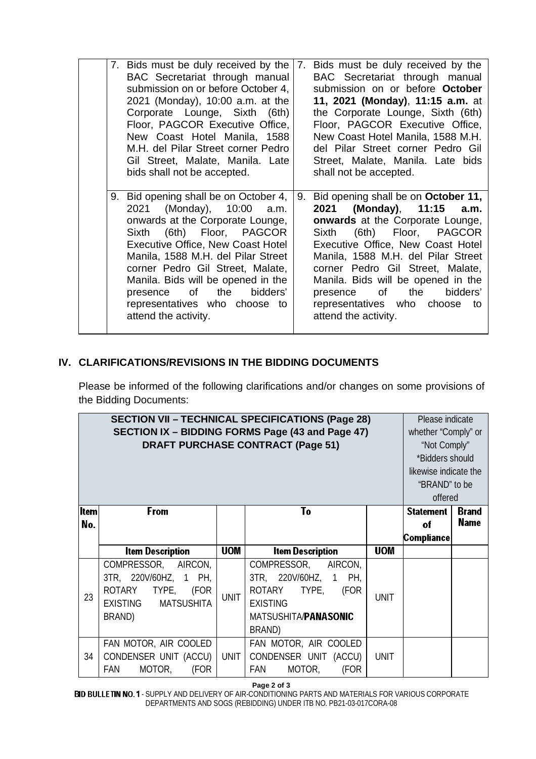| | | |
|---|---|---|
| | 7. Bids must be duly received by the BAC Secretariat through manual submission on or before October 4, 2021 (Monday), 10:00 a.m. at the Corporate Lounge, Sixth (6th) Floor, PAGCOR Executive Office, New Coast Hotel Manila, 1588 M.H. del Pilar Street corner Pedro Gil Street, Malate, Manila. Late bids shall not be accepted. | 7. Bids must be duly received by the BAC Secretariat through manual submission on or before **October 11, 2021 (Monday)**, **11:15 a.m.** at the Corporate Lounge, Sixth (6th) Floor, PAGCOR Executive Office, New Coast Hotel Manila, 1588 M.H. del Pilar Street corner Pedro Gil Street, Malate, Manila. Late bids shall not be accepted. |
| | 9. Bid opening shall be on October 4, 2021 (Monday), 10:00 a.m. onwards at the Corporate Lounge, Sixth (6th) Floor, PAGCOR Executive Office, New Coast Hotel Manila, 1588 M.H. del Pilar Street corner Pedro Gil Street, Malate, Manila. Bids will be opened in the presence of the bidders' representatives who choose to attend the activity. | 9. Bid opening shall be on **October 11, 2021 (Monday)**, **11:15 a.m. onwards** at the Corporate Lounge, Sixth (6th) Floor, PAGCOR Executive Office, New Coast Hotel Manila, 1588 M.H. del Pilar Street corner Pedro Gil Street, Malate, Manila. Bids will be opened in the presence of the bidders' representatives who choose to attend the activity. |

## IV. CLARIFICATIONS/REVISIONS IN THE BIDDING DOCUMENTS

Please be informed of the following clarifications and/or changes on some provisions of the Bidding Documents:

| **SECTION VII – TECHNICAL SPECIFICATIONS (Page 28)<br>SECTION IX – BIDDING FORMS Page (43 and Page 47)<br>DRAFT PURCHASE CONTRACT (Page 51)** | | | | | Please indicate whether "Comply" or "Not Comply"<br>*Bidders should likewise indicate the "BRAND" to be offered | |
|---|---|---|---|---|---|---|
| **Item No.** | **From** | | **To** | | **Statement of Compliance** | **Brand Name** |
| | **Item Description** | **UOM** | **Item Description** | **UOM** | | |
| 23 | COMPRESSOR, AIRCON, 3TR, 220V/60HZ, 1 PH, ROTARY TYPE, (FOR EXISTING MATSUSHITA BRAND) | UNIT | COMPRESSOR, AIRCON, 3TR, 220V/60HZ, 1 PH, ROTARY TYPE, (FOR EXISTING MATSUSHITA/**PANASONIC** BRAND) | UNIT | | |
| 34 | FAN MOTOR, AIR COOLED CONDENSER UNIT (ACCU) FAN MOTOR, (FOR | UNIT | FAN MOTOR, AIR COOLED CONDENSER UNIT (ACCU) FAN MOTOR, (FOR | UNIT | | |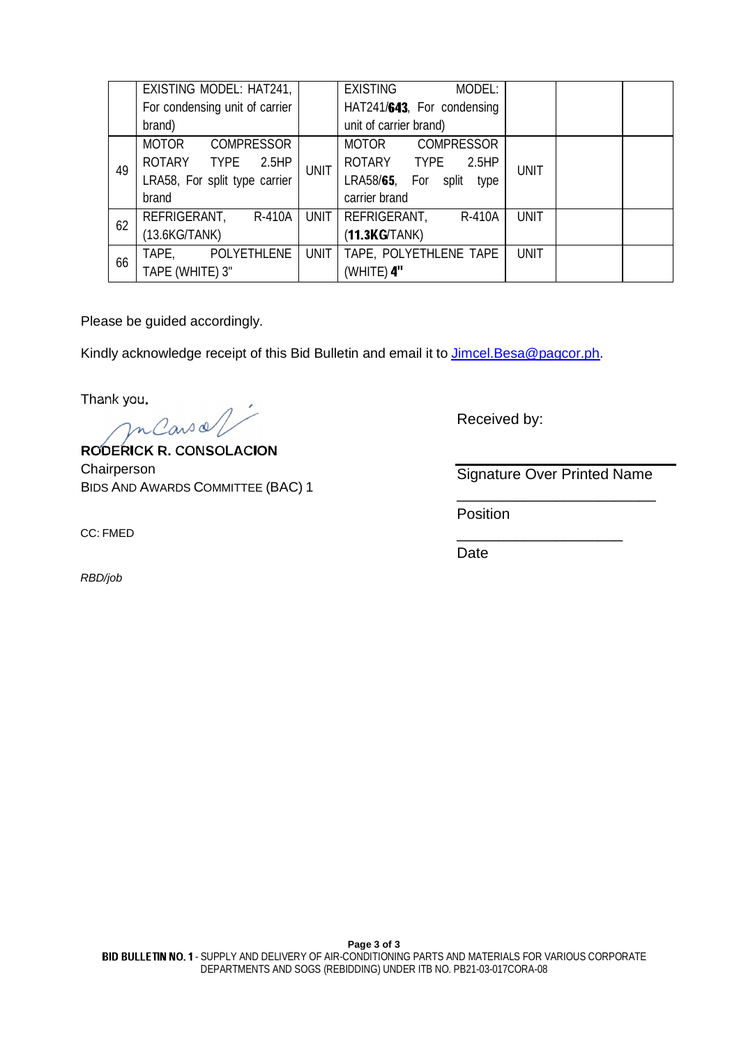| | | | | | | |
|---|---|---|---|---|---|---|
| | EXISTING MODEL: HAT241, For condensing unit of carrier brand) | | EXISTING MODEL: HAT241/**643**, For condensing unit of carrier brand) | | | |
| 49 | MOTOR COMPRESSOR ROTARY TYPE 2.5HP LRA58, For split type carrier brand | UNIT | MOTOR COMPRESSOR ROTARY TYPE 2.5HP LRA58/**65**, For split type carrier brand | UNIT | | |
| 62 | REFRIGERANT, R-410A (13.6KG/TANK) | UNIT | REFRIGERANT, R-410A (**11.3KG**/TANK) | UNIT | | |
| 66 | TAPE, POLYETHLENE TAPE (WHITE) 3" | UNIT | TAPE, POLYETHLENE TAPE (WHITE) **4"** | UNIT | | |

Please be guided accordingly.

Kindly acknowledge receipt of this Bid Bulletin and email it to Jimcel.Besa@pagcor.ph.

Thank you.

**RODERICK R. CONSOLACION**
Chairperson
BIDS AND AWARDS COMMITTEE (BAC) 1

Received by:

______________________
Signature Over Printed Name

______________________
Position

______________________
Date

CC: FMED

*RBD/job*

**BID BULLETIN NO. 1** - SUPPLY AND DELIVERY OF AIR-CONDITIONING PARTS AND MATERIALS FOR VARIOUS CORPORATE DEPARTMENTS AND SOGS (REBIDDING) UNDER ITB NO. PB21-03-017CORA-08